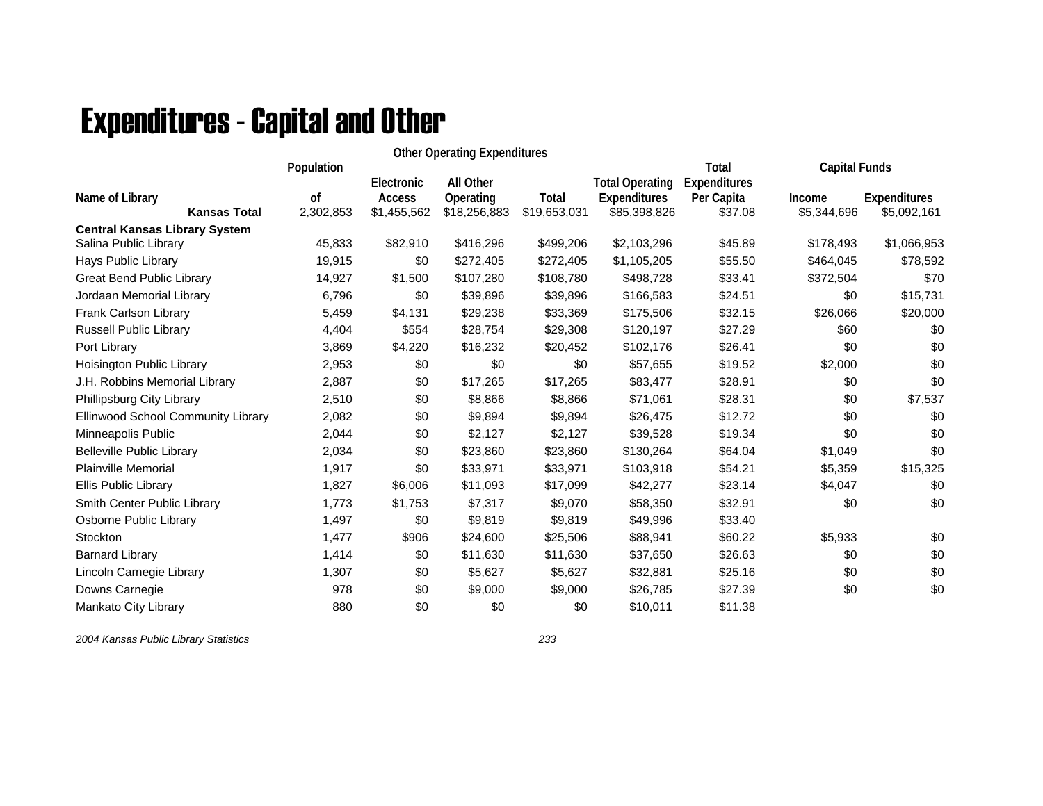# Expenditures - Capital and Other

| Name of Library | Population of | Other Operating Expenditures | | | Total Operating Expenditures | Total Expenditures Per Capita | Capital Funds | |
|---|---|---|---|---|---|---|---|---|
| | | Electronic Access | All Other Operating | Total | | | Income | Expenditures |
| **Kansas Total** | 2,302,853 | $1,455,562 | $18,256,883 | $19,653,031 | $85,398,826 | $37.08 | $5,344,696 | $5,092,161 |
| **Central Kansas Library System** | | | | | | | | |
| Salina Public Library | 45,833 | $82,910 | $416,296 | $499,206 | $2,103,296 | $45.89 | $178,493 | $1,066,953 |
| Hays Public Library | 19,915 | $0 | $272,405 | $272,405 | $1,105,205 | $55.50 | $464,045 | $78,592 |
| Great Bend Public Library | 14,927 | $1,500 | $107,280 | $108,780 | $498,728 | $33.41 | $372,504 | $70 |
| Jordaan Memorial Library | 6,796 | $0 | $39,896 | $39,896 | $166,583 | $24.51 | $0 | $15,731 |
| Frank Carlson Library | 5,459 | $4,131 | $29,238 | $33,369 | $175,506 | $32.15 | $26,066 | $20,000 |
| Russell Public Library | 4,404 | $554 | $28,754 | $29,308 | $120,197 | $27.29 | $60 | $0 |
| Port Library | 3,869 | $4,220 | $16,232 | $20,452 | $102,176 | $26.41 | $0 | $0 |
| Hoisington Public Library | 2,953 | $0 | $0 | $0 | $57,655 | $19.52 | $2,000 | $0 |
| J.H. Robbins Memorial Library | 2,887 | $0 | $17,265 | $17,265 | $83,477 | $28.91 | $0 | $0 |
| Phillipsburg City Library | 2,510 | $0 | $8,866 | $8,866 | $71,061 | $28.31 | $0 | $7,537 |
| Ellinwood School Community Library | 2,082 | $0 | $9,894 | $9,894 | $26,475 | $12.72 | $0 | $0 |
| Minneapolis Public | 2,044 | $0 | $2,127 | $2,127 | $39,528 | $19.34 | $0 | $0 |
| Belleville Public Library | 2,034 | $0 | $23,860 | $23,860 | $130,264 | $64.04 | $1,049 | $0 |
| Plainville Memorial | 1,917 | $0 | $33,971 | $33,971 | $103,918 | $54.21 | $5,359 | $15,325 |
| Ellis Public Library | 1,827 | $6,006 | $11,093 | $17,099 | $42,277 | $23.14 | $4,047 | $0 |
| Smith Center Public Library | 1,773 | $1,753 | $7,317 | $9,070 | $58,350 | $32.91 | $0 | $0 |
| Osborne Public Library | 1,497 | $0 | $9,819 | $9,819 | $49,996 | $33.40 | | |
| Stockton | 1,477 | $906 | $24,600 | $25,506 | $88,941 | $60.22 | $5,933 | $0 |
| Barnard Library | 1,414 | $0 | $11,630 | $11,630 | $37,650 | $26.63 | $0 | $0 |
| Lincoln Carnegie Library | 1,307 | $0 | $5,627 | $5,627 | $32,881 | $25.16 | $0 | $0 |
| Downs Carnegie | 978 | $0 | $9,000 | $9,000 | $26,785 | $27.39 | $0 | $0 |
| Mankato City Library | 880 | $0 | $0 | $0 | $10,011 | $11.38 | | |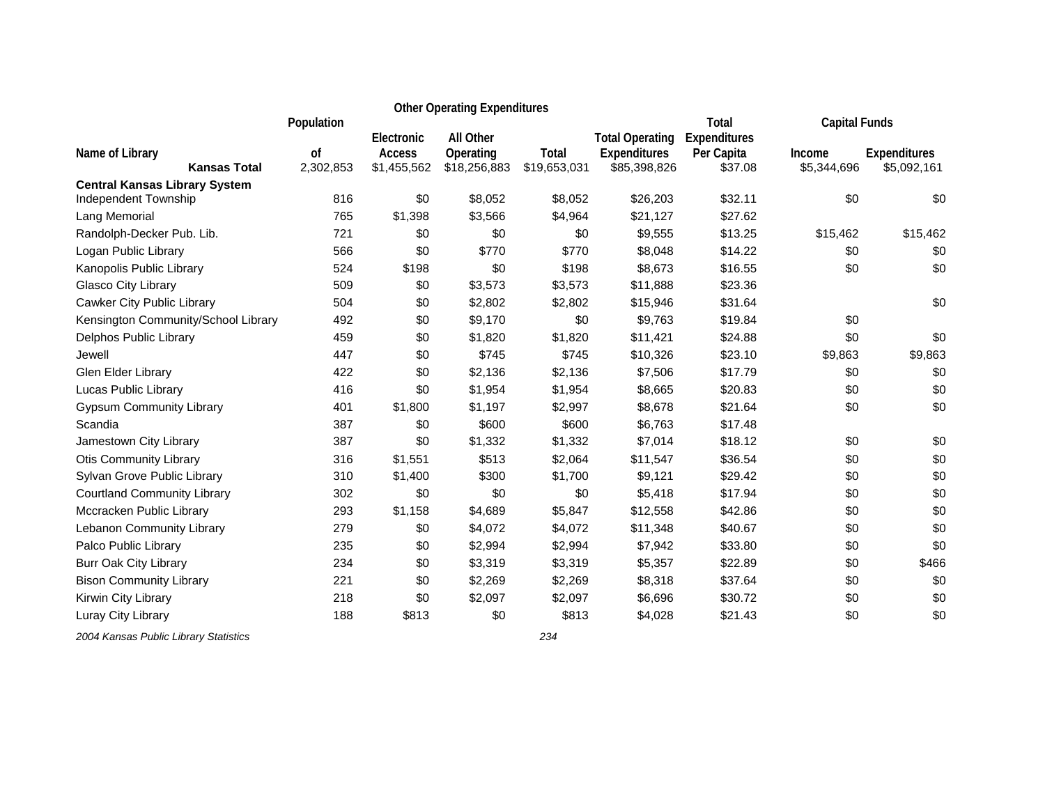| Name of Library | Population of | Other Operating Expenditures: Electronic Access | All Other Operating | Total | Total Operating Expenditures | Total Expenditures Per Capita | Capital Funds: Income | Expenditures |
|---|---|---|---|---|---|---|---|---|
| **Kansas Total** | 2,302,853 | $1,455,562 | $18,256,883 | $19,653,031 | $85,398,826 | $37.08 | $5,344,696 | $5,092,161 |
| **Central Kansas Library System** | | | | | | | | |
| Independent Township | 816 | $0 | $8,052 | $8,052 | $26,203 | $32.11 | $0 | $0 |
| Lang Memorial | 765 | $1,398 | $3,566 | $4,964 | $21,127 | $27.62 | | |
| Randolph-Decker Pub. Lib. | 721 | $0 | $0 | $0 | $9,555 | $13.25 | $15,462 | $15,462 |
| Logan Public Library | 566 | $0 | $770 | $770 | $8,048 | $14.22 | $0 | $0 |
| Kanopolis Public Library | 524 | $198 | $0 | $198 | $8,673 | $16.55 | $0 | $0 |
| Glasco City Library | 509 | $0 | $3,573 | $3,573 | $11,888 | $23.36 | | |
| Cawker City Public Library | 504 | $0 | $2,802 | $2,802 | $15,946 | $31.64 | | $0 |
| Kensington Community/School Library | 492 | $0 | $9,170 | $0 | $9,763 | $19.84 | $0 | |
| Delphos Public Library | 459 | $0 | $1,820 | $1,820 | $11,421 | $24.88 | $0 | $0 |
| Jewell | 447 | $0 | $745 | $745 | $10,326 | $23.10 | $9,863 | $9,863 |
| Glen Elder Library | 422 | $0 | $2,136 | $2,136 | $7,506 | $17.79 | $0 | $0 |
| Lucas Public Library | 416 | $0 | $1,954 | $1,954 | $8,665 | $20.83 | $0 | $0 |
| Gypsum Community Library | 401 | $1,800 | $1,197 | $2,997 | $8,678 | $21.64 | $0 | $0 |
| Scandia | 387 | $0 | $600 | $600 | $6,763 | $17.48 | | |
| Jamestown City Library | 387 | $0 | $1,332 | $1,332 | $7,014 | $18.12 | $0 | $0 |
| Otis Community Library | 316 | $1,551 | $513 | $2,064 | $11,547 | $36.54 | $0 | $0 |
| Sylvan Grove Public Library | 310 | $1,400 | $300 | $1,700 | $9,121 | $29.42 | $0 | $0 |
| Courtland Community Library | 302 | $0 | $0 | $0 | $5,418 | $17.94 | $0 | $0 |
| Mccracken Public Library | 293 | $1,158 | $4,689 | $5,847 | $12,558 | $42.86 | $0 | $0 |
| Lebanon Community Library | 279 | $0 | $4,072 | $4,072 | $11,348 | $40.67 | $0 | $0 |
| Palco Public Library | 235 | $0 | $2,994 | $2,994 | $7,942 | $33.80 | $0 | $0 |
| Burr Oak City Library | 234 | $0 | $3,319 | $3,319 | $5,357 | $22.89 | $0 | $466 |
| Bison Community Library | 221 | $0 | $2,269 | $2,269 | $8,318 | $37.64 | $0 | $0 |
| Kirwin City Library | 218 | $0 | $2,097 | $2,097 | $6,696 | $30.72 | $0 | $0 |
| Luray City Library | 188 | $813 | $0 | $813 | $4,028 | $21.43 | $0 | $0 |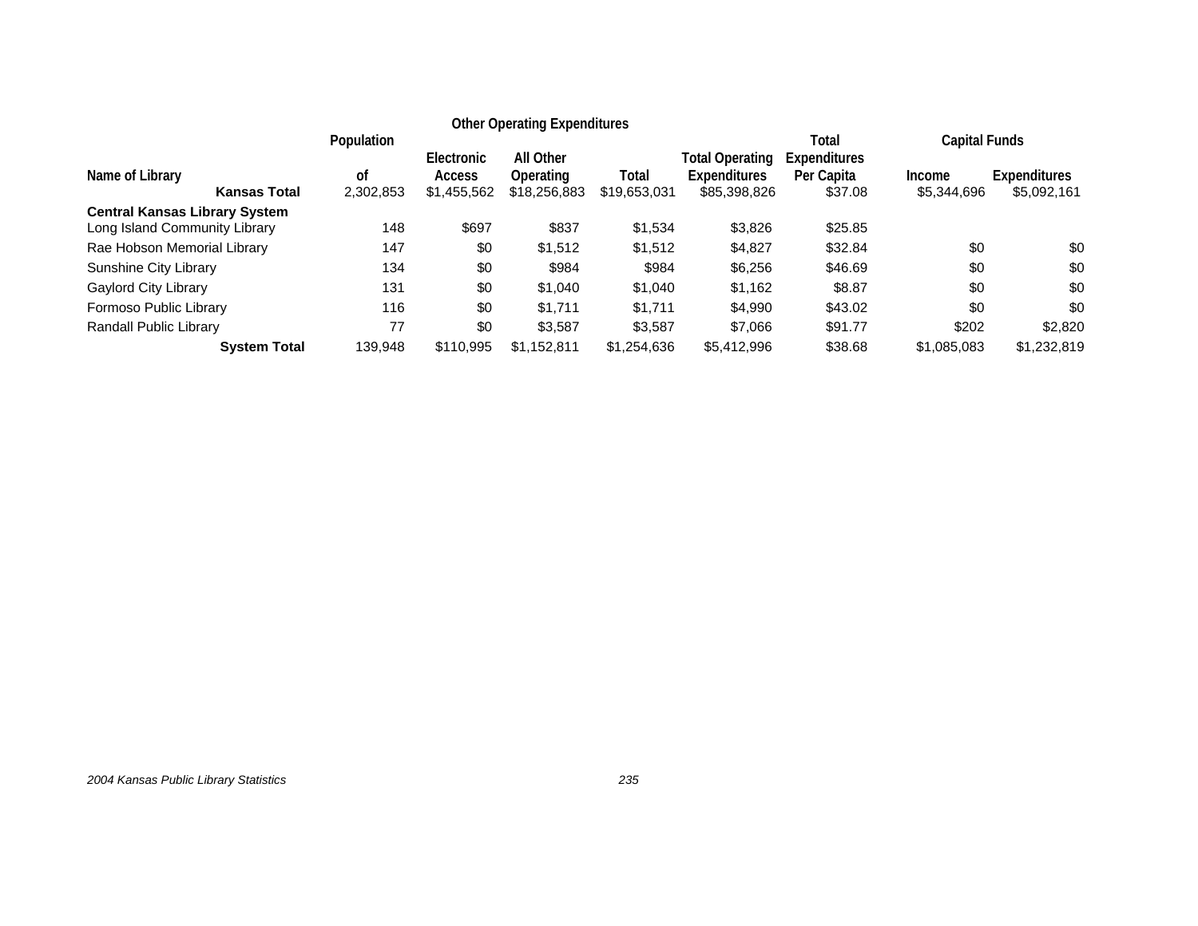| Name of Library | Population of | Other Operating Expenditures | | | Total Operating Expenditures | Total Expenditures Per Capita | Capital Funds | |
|---|---|---|---|---|---|---|---|---|
| | | Electronic Access | All Other Operating | Total | | | Income | Expenditures |
| **Kansas Total** | 2,302,853 | $1,455,562 | $18,256,883 | $19,653,031 | $85,398,826 | $37.08 | $5,344,696 | $5,092,161 |
| **Central Kansas Library System** | | | | | | | | |
| Long Island Community Library | 148 | $697 | $837 | $1,534 | $3,826 | $25.85 | | |
| Rae Hobson Memorial Library | 147 | $0 | $1,512 | $1,512 | $4,827 | $32.84 | $0 | $0 |
| Sunshine City Library | 134 | $0 | $984 | $984 | $6,256 | $46.69 | $0 | $0 |
| Gaylord City Library | 131 | $0 | $1,040 | $1,040 | $1,162 | $8.87 | $0 | $0 |
| Formoso Public Library | 116 | $0 | $1,711 | $1,711 | $4,990 | $43.02 | $0 | $0 |
| Randall Public Library | 77 | $0 | $3,587 | $3,587 | $7,066 | $91.77 | $202 | $2,820 |
| **System Total** | 139,948 | $110,995 | $1,152,811 | $1,254,636 | $5,412,996 | $38.68 | $1,085,083 | $1,232,819 |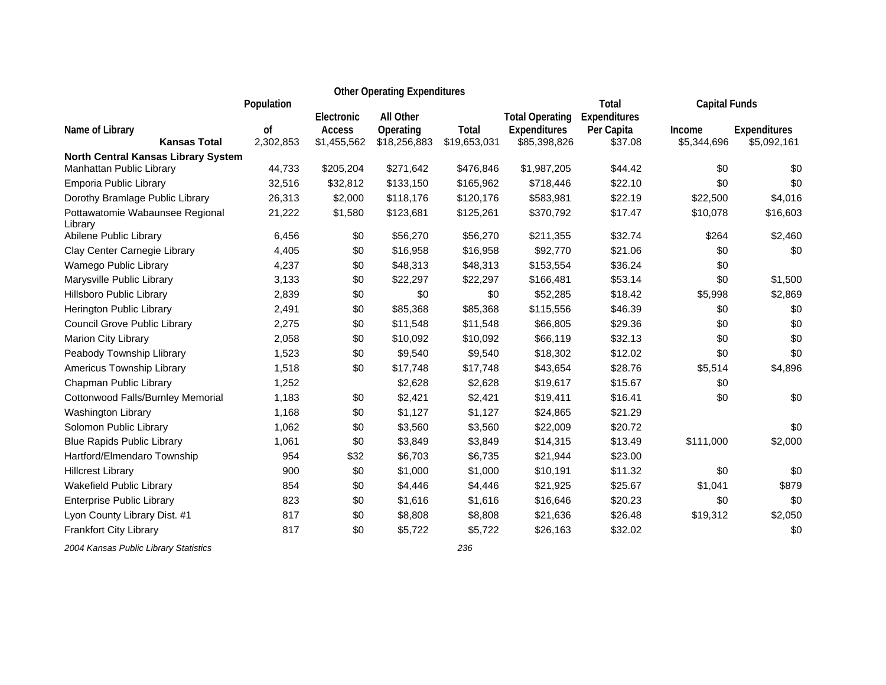| Name of Library | Population of | Other Operating Expenditures Electronic Access | All Other Operating | Total | Total Operating Expenditures | Total Expenditures Per Capita | Capital Funds Income | Expenditures |
|---|---|---|---|---|---|---|---|---|
| **Kansas Total** | 2,302,853 | $1,455,562 | $18,256,883 | $19,653,031 | $85,398,826 | $37.08 | $5,344,696 | $5,092,161 |
| **North Central Kansas Library System** | | | | | | | | |
| Manhattan Public Library | 44,733 | $205,204 | $271,642 | $476,846 | $1,987,205 | $44.42 | $0 | $0 |
| Emporia Public Library | 32,516 | $32,812 | $133,150 | $165,962 | $718,446 | $22.10 | $0 | $0 |
| Dorothy Bramlage Public Library | 26,313 | $2,000 | $118,176 | $120,176 | $583,981 | $22.19 | $22,500 | $4,016 |
| Pottawatomie Wabaunsee Regional Library | 21,222 | $1,580 | $123,681 | $125,261 | $370,792 | $17.47 | $10,078 | $16,603 |
| Abilene Public Library | 6,456 | $0 | $56,270 | $56,270 | $211,355 | $32.74 | $264 | $2,460 |
| Clay Center Carnegie Library | 4,405 | $0 | $16,958 | $16,958 | $92,770 | $21.06 | $0 | $0 |
| Wamego Public Library | 4,237 | $0 | $48,313 | $48,313 | $153,554 | $36.24 | $0 | |
| Marysville Public Library | 3,133 | $0 | $22,297 | $22,297 | $166,481 | $53.14 | $0 | $1,500 |
| Hillsboro Public Library | 2,839 | $0 | $0 | $0 | $52,285 | $18.42 | $5,998 | $2,869 |
| Herington Public Library | 2,491 | $0 | $85,368 | $85,368 | $115,556 | $46.39 | $0 | $0 |
| Council Grove Public Library | 2,275 | $0 | $11,548 | $11,548 | $66,805 | $29.36 | $0 | $0 |
| Marion City Library | 2,058 | $0 | $10,092 | $10,092 | $66,119 | $32.13 | $0 | $0 |
| Peabody Township Llibrary | 1,523 | $0 | $9,540 | $9,540 | $18,302 | $12.02 | $0 | $0 |
| Americus Township Library | 1,518 | $0 | $17,748 | $17,748 | $43,654 | $28.76 | $5,514 | $4,896 |
| Chapman Public Library | 1,252 | | $2,628 | $2,628 | $19,617 | $15.67 | $0 | |
| Cottonwood Falls/Burnley Memorial | 1,183 | $0 | $2,421 | $2,421 | $19,411 | $16.41 | $0 | $0 |
| Washington Library | 1,168 | $0 | $1,127 | $1,127 | $24,865 | $21.29 | | |
| Solomon Public Library | 1,062 | $0 | $3,560 | $3,560 | $22,009 | $20.72 | | $0 |
| Blue Rapids Public Library | 1,061 | $0 | $3,849 | $3,849 | $14,315 | $13.49 | $111,000 | $2,000 |
| Hartford/Elmendaro Township | 954 | $32 | $6,703 | $6,735 | $21,944 | $23.00 | | |
| Hillcrest Library | 900 | $0 | $1,000 | $1,000 | $10,191 | $11.32 | $0 | $0 |
| Wakefield Public Library | 854 | $0 | $4,446 | $4,446 | $21,925 | $25.67 | $1,041 | $879 |
| Enterprise Public Library | 823 | $0 | $1,616 | $1,616 | $16,646 | $20.23 | $0 | $0 |
| Lyon County Library Dist. #1 | 817 | $0 | $8,808 | $8,808 | $21,636 | $26.48 | $19,312 | $2,050 |
| Frankfort City Library | 817 | $0 | $5,722 | $5,722 | $26,163 | $32.02 | | $0 |

*2004 Kansas Public Library Statistics*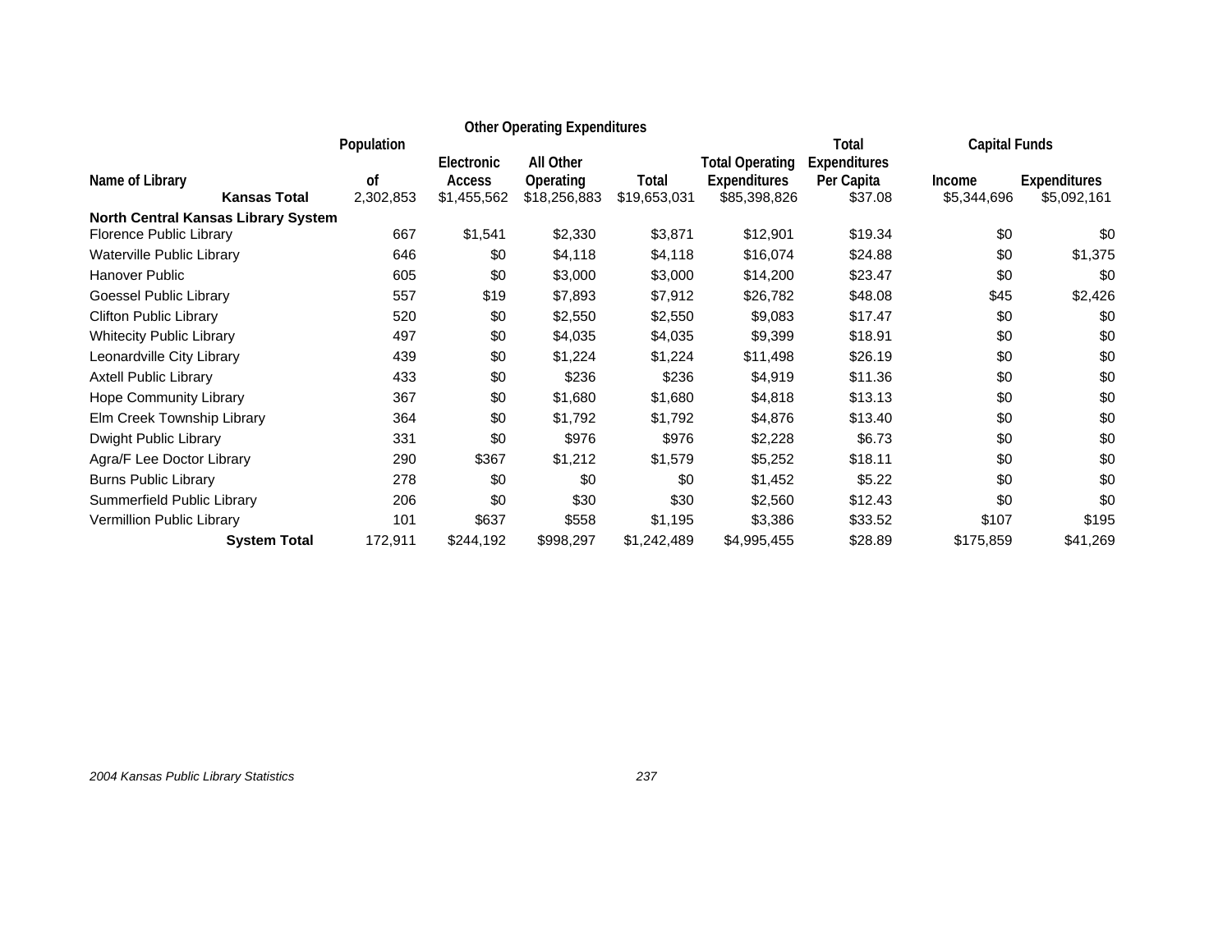| Name of Library | Population of | Other Operating Expenditures | | | Total Operating Expenditures | Total Expenditures Per Capita | Capital Funds | |
|---|---|---|---|---|---|---|---|---|
| | | Electronic Access | All Other Operating | Total | | | Income | Expenditures |
| **Kansas Total** | 2,302,853 | $1,455,562 | $18,256,883 | $19,653,031 | $85,398,826 | $37.08 | $5,344,696 | $5,092,161 |
| **North Central Kansas Library System** | | | | | | | | |
| Florence Public Library | 667 | $1,541 | $2,330 | $3,871 | $12,901 | $19.34 | $0 | $0 |
| Waterville Public Library | 646 | $0 | $4,118 | $4,118 | $16,074 | $24.88 | $0 | $1,375 |
| Hanover Public | 605 | $0 | $3,000 | $3,000 | $14,200 | $23.47 | $0 | $0 |
| Goessel Public Library | 557 | $19 | $7,893 | $7,912 | $26,782 | $48.08 | $45 | $2,426 |
| Clifton Public Library | 520 | $0 | $2,550 | $2,550 | $9,083 | $17.47 | $0 | $0 |
| Whitecity Public Library | 497 | $0 | $4,035 | $4,035 | $9,399 | $18.91 | $0 | $0 |
| Leonardville City Library | 439 | $0 | $1,224 | $1,224 | $11,498 | $26.19 | $0 | $0 |
| Axtell Public Library | 433 | $0 | $236 | $236 | $4,919 | $11.36 | $0 | $0 |
| Hope Community Library | 367 | $0 | $1,680 | $1,680 | $4,818 | $13.13 | $0 | $0 |
| Elm Creek Township Library | 364 | $0 | $1,792 | $1,792 | $4,876 | $13.40 | $0 | $0 |
| Dwight Public Library | 331 | $0 | $976 | $976 | $2,228 | $6.73 | $0 | $0 |
| Agra/F Lee Doctor Library | 290 | $367 | $1,212 | $1,579 | $5,252 | $18.11 | $0 | $0 |
| Burns Public Library | 278 | $0 | $0 | $0 | $1,452 | $5.22 | $0 | $0 |
| Summerfield Public Library | 206 | $0 | $30 | $30 | $2,560 | $12.43 | $0 | $0 |
| Vermillion Public Library | 101 | $637 | $558 | $1,195 | $3,386 | $33.52 | $107 | $195 |
| **System Total** | 172,911 | $244,192 | $998,297 | $1,242,489 | $4,995,455 | $28.89 | $175,859 | $41,269 |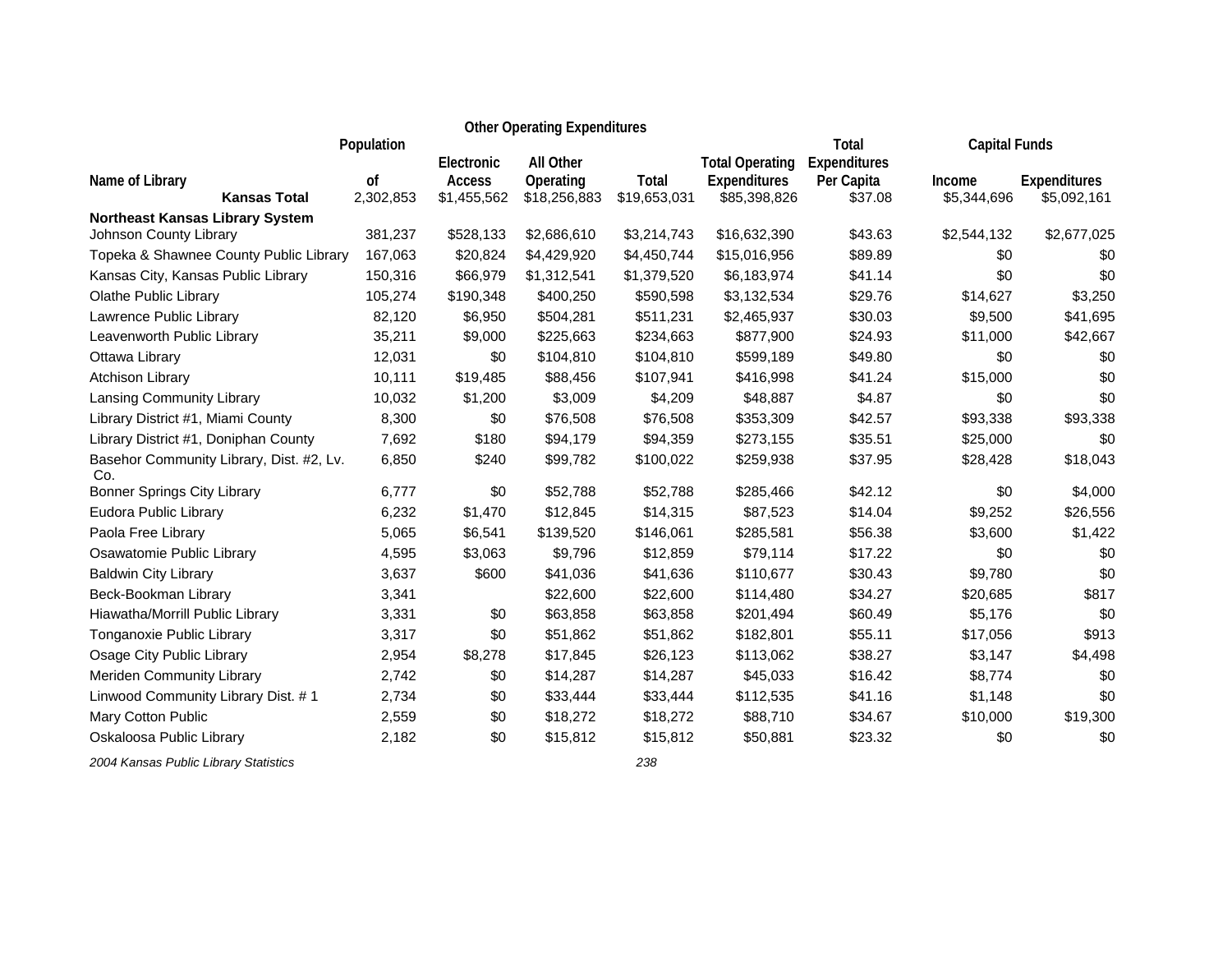| Name of Library | Population of | Other Operating Expenditures | | | Total Operating Expenditures | Total Expenditures Per Capita | Capital Funds | |
|---|---|---|---|---|---|---|---|---|
| | | Electronic Access | All Other Operating | Total | | | Income | Expenditures |
| **Kansas Total** | 2,302,853 | $1,455,562 | $18,256,883 | $19,653,031 | $85,398,826 | $37.08 | $5,344,696 | $5,092,161 |
| **Northeast Kansas Library System** | | | | | | | | |
| Johnson County Library | 381,237 | $528,133 | $2,686,610 | $3,214,743 | $16,632,390 | $43.63 | $2,544,132 | $2,677,025 |
| Topeka & Shawnee County Public Library | 167,063 | $20,824 | $4,429,920 | $4,450,744 | $15,016,956 | $89.89 | $0 | $0 |
| Kansas City, Kansas Public Library | 150,316 | $66,979 | $1,312,541 | $1,379,520 | $6,183,974 | $41.14 | $0 | $0 |
| Olathe Public Library | 105,274 | $190,348 | $400,250 | $590,598 | $3,132,534 | $29.76 | $14,627 | $3,250 |
| Lawrence Public Library | 82,120 | $6,950 | $504,281 | $511,231 | $2,465,937 | $30.03 | $9,500 | $41,695 |
| Leavenworth Public Library | 35,211 | $9,000 | $225,663 | $234,663 | $877,900 | $24.93 | $11,000 | $42,667 |
| Ottawa Library | 12,031 | $0 | $104,810 | $104,810 | $599,189 | $49.80 | $0 | $0 |
| Atchison Library | 10,111 | $19,485 | $88,456 | $107,941 | $416,998 | $41.24 | $15,000 | $0 |
| Lansing Community Library | 10,032 | $1,200 | $3,009 | $4,209 | $48,887 | $4.87 | $0 | $0 |
| Library District #1, Miami County | 8,300 | $0 | $76,508 | $76,508 | $353,309 | $42.57 | $93,338 | $93,338 |
| Library District #1, Doniphan County | 7,692 | $180 | $94,179 | $94,359 | $273,155 | $35.51 | $25,000 | $0 |
| Basehor Community Library, Dist. #2, Lv. Co. | 6,850 | $240 | $99,782 | $100,022 | $259,938 | $37.95 | $28,428 | $18,043 |
| Bonner Springs City Library | 6,777 | $0 | $52,788 | $52,788 | $285,466 | $42.12 | $0 | $4,000 |
| Eudora Public Library | 6,232 | $1,470 | $12,845 | $14,315 | $87,523 | $14.04 | $9,252 | $26,556 |
| Paola Free Library | 5,065 | $6,541 | $139,520 | $146,061 | $285,581 | $56.38 | $3,600 | $1,422 |
| Osawatomie Public Library | 4,595 | $3,063 | $9,796 | $12,859 | $79,114 | $17.22 | $0 | $0 |
| Baldwin City Library | 3,637 | $600 | $41,036 | $41,636 | $110,677 | $30.43 | $9,780 | $0 |
| Beck-Bookman Library | 3,341 | | $22,600 | $22,600 | $114,480 | $34.27 | $20,685 | $817 |
| Hiawatha/Morrill Public Library | 3,331 | $0 | $63,858 | $63,858 | $201,494 | $60.49 | $5,176 | $0 |
| Tonganoxie Public Library | 3,317 | $0 | $51,862 | $51,862 | $182,801 | $55.11 | $17,056 | $913 |
| Osage City Public Library | 2,954 | $8,278 | $17,845 | $26,123 | $113,062 | $38.27 | $3,147 | $4,498 |
| Meriden Community Library | 2,742 | $0 | $14,287 | $14,287 | $45,033 | $16.42 | $8,774 | $0 |
| Linwood Community Library Dist. # 1 | 2,734 | $0 | $33,444 | $33,444 | $112,535 | $41.16 | $1,148 | $0 |
| Mary Cotton Public | 2,559 | $0 | $18,272 | $18,272 | $88,710 | $34.67 | $10,000 | $19,300 |
| Oskaloosa Public Library | 2,182 | $0 | $15,812 | $15,812 | $50,881 | $23.32 | $0 | $0 |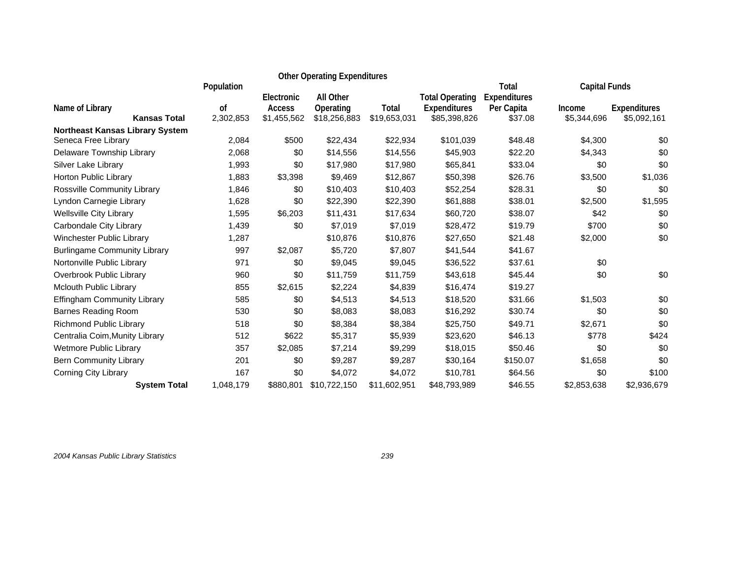| Name of Library | Population of | Other Operating Expenditures | | | Total Operating Expenditures | Total Expenditures Per Capita | Capital Funds | |
|---|---|---|---|---|---|---|---|---|
| | | Electronic Access | All Other Operating | Total | | | Income | Expenditures |
| **Kansas Total** | 2,302,853 | $1,455,562 | $18,256,883 | $19,653,031 | $85,398,826 | $37.08 | $5,344,696 | $5,092,161 |
| **Northeast Kansas Library System** | | | | | | | | |
| Seneca Free Library | 2,084 | $500 | $22,434 | $22,934 | $101,039 | $48.48 | $4,300 | $0 |
| Delaware Township Library | 2,068 | $0 | $14,556 | $14,556 | $45,903 | $22.20 | $4,343 | $0 |
| Silver Lake Library | 1,993 | $0 | $17,980 | $17,980 | $65,841 | $33.04 | $0 | $0 |
| Horton Public Library | 1,883 | $3,398 | $9,469 | $12,867 | $50,398 | $26.76 | $3,500 | $1,036 |
| Rossville Community Library | 1,846 | $0 | $10,403 | $10,403 | $52,254 | $28.31 | $0 | $0 |
| Lyndon Carnegie Library | 1,628 | $0 | $22,390 | $22,390 | $61,888 | $38.01 | $2,500 | $1,595 |
| Wellsville City Library | 1,595 | $6,203 | $11,431 | $17,634 | $60,720 | $38.07 | $42 | $0 |
| Carbondale City Library | 1,439 | $0 | $7,019 | $7,019 | $28,472 | $19.79 | $700 | $0 |
| Winchester Public Library | 1,287 | | $10,876 | $10,876 | $27,650 | $21.48 | $2,000 | $0 |
| Burlingame Community Library | 997 | $2,087 | $5,720 | $7,807 | $41,544 | $41.67 | | |
| Nortonville Public Library | 971 | $0 | $9,045 | $9,045 | $36,522 | $37.61 | $0 | |
| Overbrook Public Library | 960 | $0 | $11,759 | $11,759 | $43,618 | $45.44 | $0 | $0 |
| Mclouth Public Library | 855 | $2,615 | $2,224 | $4,839 | $16,474 | $19.27 | | |
| Effingham Community Library | 585 | $0 | $4,513 | $4,513 | $18,520 | $31.66 | $1,503 | $0 |
| Barnes Reading Room | 530 | $0 | $8,083 | $8,083 | $16,292 | $30.74 | $0 | $0 |
| Richmond Public Library | 518 | $0 | $8,384 | $8,384 | $25,750 | $49.71 | $2,671 | $0 |
| Centralia Coim,Munity Library | 512 | $622 | $5,317 | $5,939 | $23,620 | $46.13 | $778 | $424 |
| Wetmore Public Library | 357 | $2,085 | $7,214 | $9,299 | $18,015 | $50.46 | $0 | $0 |
| Bern Community Library | 201 | $0 | $9,287 | $9,287 | $30,164 | $150.07 | $1,658 | $0 |
| Corning City Library | 167 | $0 | $4,072 | $4,072 | $10,781 | $64.56 | $0 | $100 |
| **System Total** | 1,048,179 | $880,801 | $10,722,150 | $11,602,951 | $48,793,989 | $46.55 | $2,853,638 | $2,936,679 |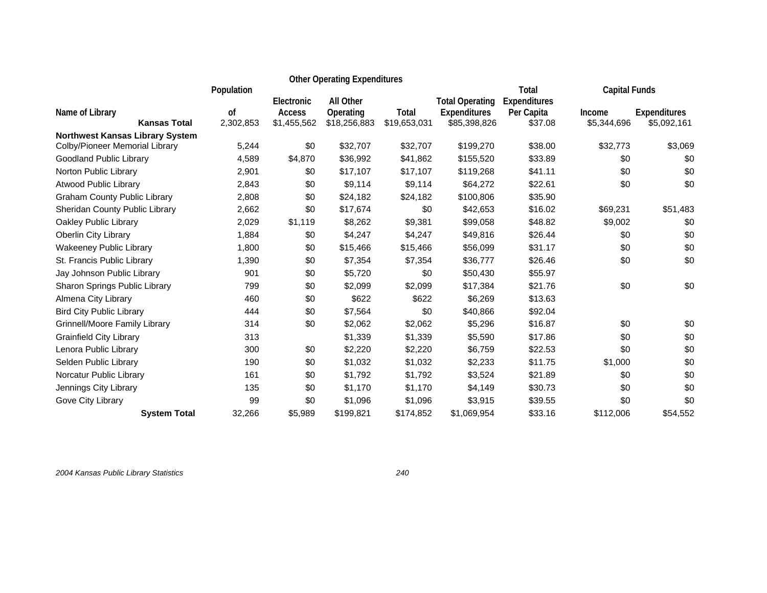| Name of Library | Population of | Other Operating Expenditures Electronic Access | All Other Operating | Total | Total Operating Expenditures | Total Expenditures Per Capita | Capital Funds Income | Expenditures |
|---|---|---|---|---|---|---|---|---|
| **Kansas Total** | 2,302,853 | $1,455,562 | $18,256,883 | $19,653,031 | $85,398,826 | $37.08 | $5,344,696 | $5,092,161 |
| **Northwest Kansas Library System** | | | | | | | | |
| Colby/Pioneer Memorial Library | 5,244 | $0 | $32,707 | $32,707 | $199,270 | $38.00 | $32,773 | $3,069 |
| Goodland Public Library | 4,589 | $4,870 | $36,992 | $41,862 | $155,520 | $33.89 | $0 | $0 |
| Norton Public Library | 2,901 | $0 | $17,107 | $17,107 | $119,268 | $41.11 | $0 | $0 |
| Atwood Public Library | 2,843 | $0 | $9,114 | $9,114 | $64,272 | $22.61 | $0 | $0 |
| Graham County Public Library | 2,808 | $0 | $24,182 | $24,182 | $100,806 | $35.90 | | |
| Sheridan County Public Library | 2,662 | $0 | $17,674 | $0 | $42,653 | $16.02 | $69,231 | $51,483 |
| Oakley Public Library | 2,029 | $1,119 | $8,262 | $9,381 | $99,058 | $48.82 | $9,002 | $0 |
| Oberlin City Library | 1,884 | $0 | $4,247 | $4,247 | $49,816 | $26.44 | $0 | $0 |
| Wakeeney Public Library | 1,800 | $0 | $15,466 | $15,466 | $56,099 | $31.17 | $0 | $0 |
| St. Francis Public Library | 1,390 | $0 | $7,354 | $7,354 | $36,777 | $26.46 | $0 | $0 |
| Jay Johnson Public Library | 901 | $0 | $5,720 | $0 | $50,430 | $55.97 | | |
| Sharon Springs Public Library | 799 | $0 | $2,099 | $2,099 | $17,384 | $21.76 | $0 | $0 |
| Almena City Library | 460 | $0 | $622 | $622 | $6,269 | $13.63 | | |
| Bird City Public Library | 444 | $0 | $7,564 | $0 | $40,866 | $92.04 | | |
| Grinnell/Moore Family Library | 314 | $0 | $2,062 | $2,062 | $5,296 | $16.87 | $0 | $0 |
| Grainfield City Library | 313 | | $1,339 | $1,339 | $5,590 | $17.86 | $0 | $0 |
| Lenora Public Library | 300 | $0 | $2,220 | $2,220 | $6,759 | $22.53 | $0 | $0 |
| Selden Public Library | 190 | $0 | $1,032 | $1,032 | $2,233 | $11.75 | $1,000 | $0 |
| Norcatur Public Library | 161 | $0 | $1,792 | $1,792 | $3,524 | $21.89 | $0 | $0 |
| Jennings City Library | 135 | $0 | $1,170 | $1,170 | $4,149 | $30.73 | $0 | $0 |
| Gove City Library | 99 | $0 | $1,096 | $1,096 | $3,915 | $39.55 | $0 | $0 |
| **System Total** | 32,266 | $5,989 | $199,821 | $174,852 | $1,069,954 | $33.16 | $112,006 | $54,552 |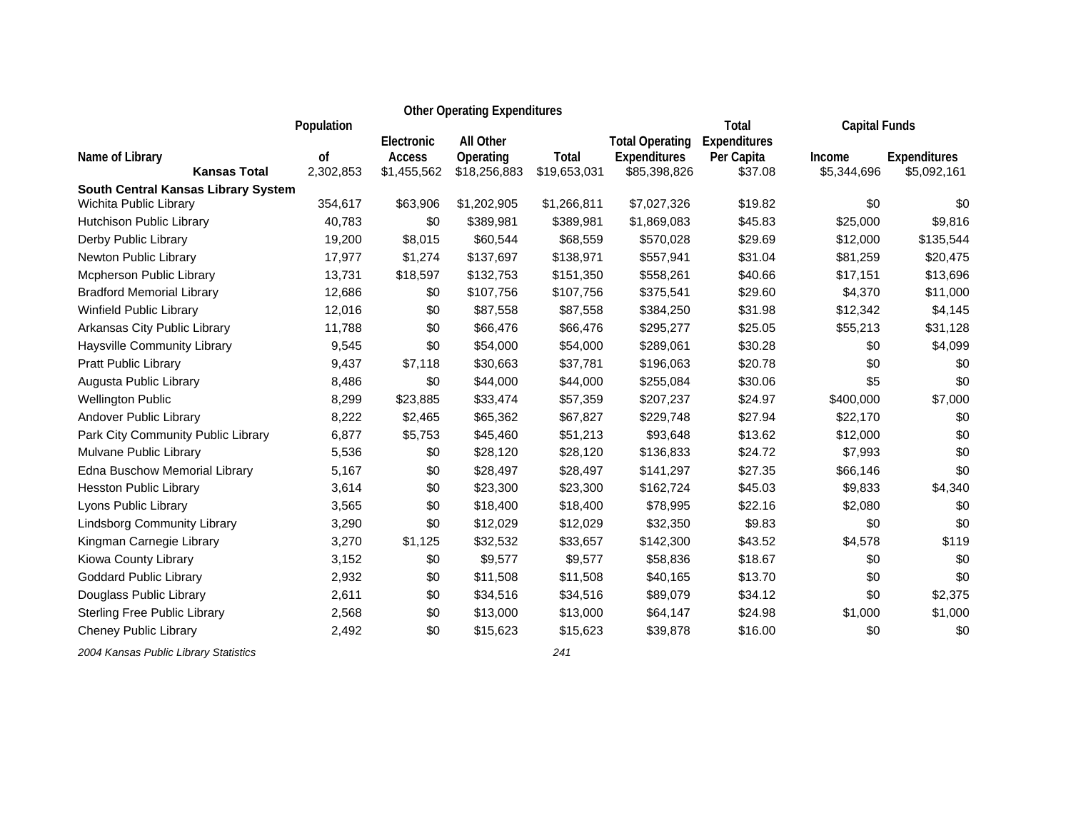| Name of Library | Population of | Other Operating Expenditures | | | Total Operating Expenditures | Total Expenditures Per Capita | Capital Funds | |
|---|---|---|---|---|---|---|---|---|
| | | Electronic Access | All Other Operating | Total | | | Income | Expenditures |
| **Kansas Total** | 2,302,853 | $1,455,562 | $18,256,883 | $19,653,031 | $85,398,826 | $37.08 | $5,344,696 | $5,092,161 |
| **South Central Kansas Library System** | | | | | | | | |
| Wichita Public Library | 354,617 | $63,906 | $1,202,905 | $1,266,811 | $7,027,326 | $19.82 | $0 | $0 |
| Hutchison Public Library | 40,783 | $0 | $389,981 | $389,981 | $1,869,083 | $45.83 | $25,000 | $9,816 |
| Derby Public Library | 19,200 | $8,015 | $60,544 | $68,559 | $570,028 | $29.69 | $12,000 | $135,544 |
| Newton Public Library | 17,977 | $1,274 | $137,697 | $138,971 | $557,941 | $31.04 | $81,259 | $20,475 |
| Mcpherson Public Library | 13,731 | $18,597 | $132,753 | $151,350 | $558,261 | $40.66 | $17,151 | $13,696 |
| Bradford Memorial Library | 12,686 | $0 | $107,756 | $107,756 | $375,541 | $29.60 | $4,370 | $11,000 |
| Winfield Public Library | 12,016 | $0 | $87,558 | $87,558 | $384,250 | $31.98 | $12,342 | $4,145 |
| Arkansas City Public Library | 11,788 | $0 | $66,476 | $66,476 | $295,277 | $25.05 | $55,213 | $31,128 |
| Haysville Community Library | 9,545 | $0 | $54,000 | $54,000 | $289,061 | $30.28 | $0 | $4,099 |
| Pratt Public Library | 9,437 | $7,118 | $30,663 | $37,781 | $196,063 | $20.78 | $0 | $0 |
| Augusta Public Library | 8,486 | $0 | $44,000 | $44,000 | $255,084 | $30.06 | $5 | $0 |
| Wellington Public | 8,299 | $23,885 | $33,474 | $57,359 | $207,237 | $24.97 | $400,000 | $7,000 |
| Andover Public Library | 8,222 | $2,465 | $65,362 | $67,827 | $229,748 | $27.94 | $22,170 | $0 |
| Park City Community Public Library | 6,877 | $5,753 | $45,460 | $51,213 | $93,648 | $13.62 | $12,000 | $0 |
| Mulvane Public Library | 5,536 | $0 | $28,120 | $28,120 | $136,833 | $24.72 | $7,993 | $0 |
| Edna Buschow Memorial Library | 5,167 | $0 | $28,497 | $28,497 | $141,297 | $27.35 | $66,146 | $0 |
| Hesston Public Library | 3,614 | $0 | $23,300 | $23,300 | $162,724 | $45.03 | $9,833 | $4,340 |
| Lyons Public Library | 3,565 | $0 | $18,400 | $18,400 | $78,995 | $22.16 | $2,080 | $0 |
| Lindsborg Community Library | 3,290 | $0 | $12,029 | $12,029 | $32,350 | $9.83 | $0 | $0 |
| Kingman Carnegie Library | 3,270 | $1,125 | $32,532 | $33,657 | $142,300 | $43.52 | $4,578 | $119 |
| Kiowa County Library | 3,152 | $0 | $9,577 | $9,577 | $58,836 | $18.67 | $0 | $0 |
| Goddard Public Library | 2,932 | $0 | $11,508 | $11,508 | $40,165 | $13.70 | $0 | $0 |
| Douglass Public Library | 2,611 | $0 | $34,516 | $34,516 | $89,079 | $34.12 | $0 | $2,375 |
| Sterling Free Public Library | 2,568 | $0 | $13,000 | $13,000 | $64,147 | $24.98 | $1,000 | $1,000 |
| Cheney Public Library | 2,492 | $0 | $15,623 | $15,623 | $39,878 | $16.00 | $0 | $0 |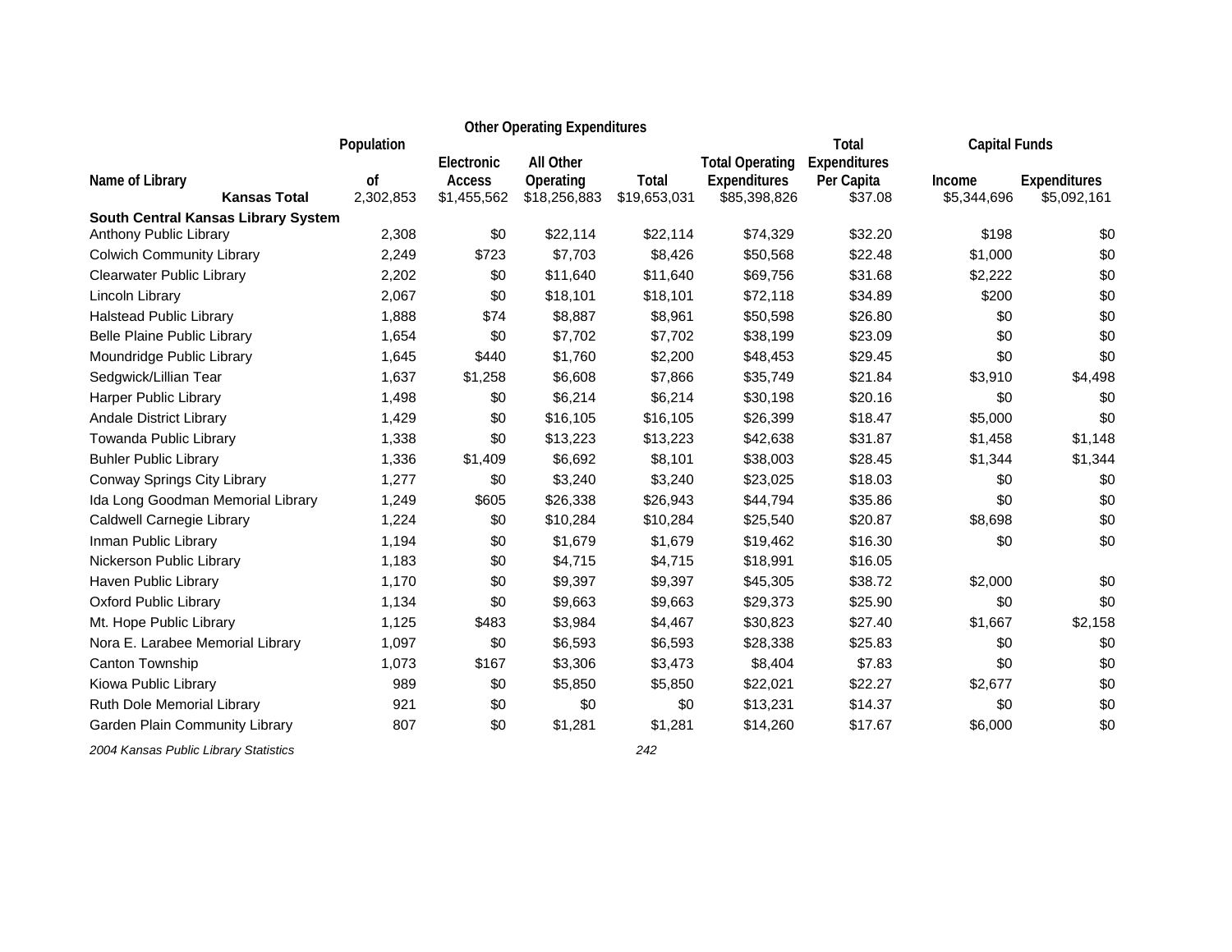| Name of Library | Population of | Other Operating Expenditures Electronic Access | All Other Operating | Total | Total Operating Expenditures | Total Expenditures Per Capita | Capital Funds Income | Expenditures |
|---|---|---|---|---|---|---|---|---|
| **Kansas Total** | 2,302,853 | $1,455,562 | $18,256,883 | $19,653,031 | $85,398,826 | $37.08 | $5,344,696 | $5,092,161 |
| **South Central Kansas Library System** | | | | | | | | |
| Anthony Public Library | 2,308 | $0 | $22,114 | $22,114 | $74,329 | $32.20 | $198 | $0 |
| Colwich Community Library | 2,249 | $723 | $7,703 | $8,426 | $50,568 | $22.48 | $1,000 | $0 |
| Clearwater Public Library | 2,202 | $0 | $11,640 | $11,640 | $69,756 | $31.68 | $2,222 | $0 |
| Lincoln Library | 2,067 | $0 | $18,101 | $18,101 | $72,118 | $34.89 | $200 | $0 |
| Halstead Public Library | 1,888 | $74 | $8,887 | $8,961 | $50,598 | $26.80 | $0 | $0 |
| Belle Plaine Public Library | 1,654 | $0 | $7,702 | $7,702 | $38,199 | $23.09 | $0 | $0 |
| Moundridge Public Library | 1,645 | $440 | $1,760 | $2,200 | $48,453 | $29.45 | $0 | $0 |
| Sedgwick/Lillian Tear | 1,637 | $1,258 | $6,608 | $7,866 | $35,749 | $21.84 | $3,910 | $4,498 |
| Harper Public Library | 1,498 | $0 | $6,214 | $6,214 | $30,198 | $20.16 | $0 | $0 |
| Andale District Library | 1,429 | $0 | $16,105 | $16,105 | $26,399 | $18.47 | $5,000 | $0 |
| Towanda Public Library | 1,338 | $0 | $13,223 | $13,223 | $42,638 | $31.87 | $1,458 | $1,148 |
| Buhler Public Library | 1,336 | $1,409 | $6,692 | $8,101 | $38,003 | $28.45 | $1,344 | $1,344 |
| Conway Springs City Library | 1,277 | $0 | $3,240 | $3,240 | $23,025 | $18.03 | $0 | $0 |
| Ida Long Goodman Memorial Library | 1,249 | $605 | $26,338 | $26,943 | $44,794 | $35.86 | $0 | $0 |
| Caldwell Carnegie Library | 1,224 | $0 | $10,284 | $10,284 | $25,540 | $20.87 | $8,698 | $0 |
| Inman Public Library | 1,194 | $0 | $1,679 | $1,679 | $19,462 | $16.30 | $0 | $0 |
| Nickerson Public Library | 1,183 | $0 | $4,715 | $4,715 | $18,991 | $16.05 | | |
| Haven Public Library | 1,170 | $0 | $9,397 | $9,397 | $45,305 | $38.72 | $2,000 | $0 |
| Oxford Public Library | 1,134 | $0 | $9,663 | $9,663 | $29,373 | $25.90 | $0 | $0 |
| Mt. Hope Public Library | 1,125 | $483 | $3,984 | $4,467 | $30,823 | $27.40 | $1,667 | $2,158 |
| Nora E. Larabee Memorial Library | 1,097 | $0 | $6,593 | $6,593 | $28,338 | $25.83 | $0 | $0 |
| Canton Township | 1,073 | $167 | $3,306 | $3,473 | $8,404 | $7.83 | $0 | $0 |
| Kiowa Public Library | 989 | $0 | $5,850 | $5,850 | $22,021 | $22.27 | $2,677 | $0 |
| Ruth Dole Memorial Library | 921 | $0 | $0 | $0 | $13,231 | $14.37 | $0 | $0 |
| Garden Plain Community Library | 807 | $0 | $1,281 | $1,281 | $14,260 | $17.67 | $6,000 | $0 |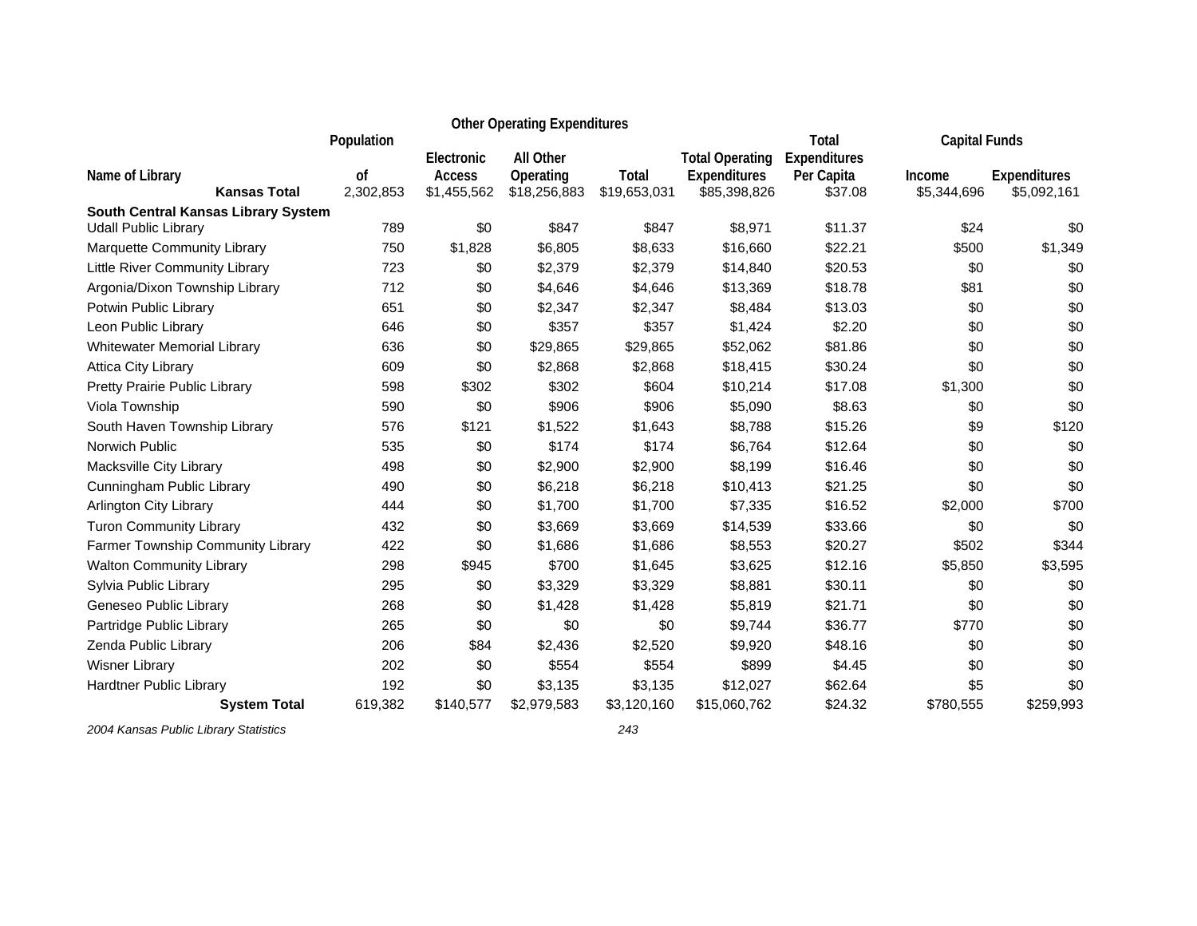| Name of Library | Population of | Other Operating Expenditures Electronic Access | All Other Operating | Total | Total Operating Expenditures | Total Expenditures Per Capita | Capital Funds Income | Expenditures |
|---|---|---|---|---|---|---|---|---|
| **Kansas Total** | 2,302,853 | $1,455,562 | $18,256,883 | $19,653,031 | $85,398,826 | $37.08 | $5,344,696 | $5,092,161 |
| **South Central Kansas Library System** | | | | | | | | |
| Udall Public Library | 789 | $0 | $847 | $847 | $8,971 | $11.37 | $24 | $0 |
| Marquette Community Library | 750 | $1,828 | $6,805 | $8,633 | $16,660 | $22.21 | $500 | $1,349 |
| Little River Community Library | 723 | $0 | $2,379 | $2,379 | $14,840 | $20.53 | $0 | $0 |
| Argonia/Dixon Township Library | 712 | $0 | $4,646 | $4,646 | $13,369 | $18.78 | $81 | $0 |
| Potwin Public Library | 651 | $0 | $2,347 | $2,347 | $8,484 | $13.03 | $0 | $0 |
| Leon Public Library | 646 | $0 | $357 | $357 | $1,424 | $2.20 | $0 | $0 |
| Whitewater Memorial Library | 636 | $0 | $29,865 | $29,865 | $52,062 | $81.86 | $0 | $0 |
| Attica City Library | 609 | $0 | $2,868 | $2,868 | $18,415 | $30.24 | $0 | $0 |
| Pretty Prairie Public Library | 598 | $302 | $302 | $604 | $10,214 | $17.08 | $1,300 | $0 |
| Viola Township | 590 | $0 | $906 | $906 | $5,090 | $8.63 | $0 | $0 |
| South Haven Township Library | 576 | $121 | $1,522 | $1,643 | $8,788 | $15.26 | $9 | $120 |
| Norwich Public | 535 | $0 | $174 | $174 | $6,764 | $12.64 | $0 | $0 |
| Macksville City Library | 498 | $0 | $2,900 | $2,900 | $8,199 | $16.46 | $0 | $0 |
| Cunningham Public Library | 490 | $0 | $6,218 | $6,218 | $10,413 | $21.25 | $0 | $0 |
| Arlington City Library | 444 | $0 | $1,700 | $1,700 | $7,335 | $16.52 | $2,000 | $700 |
| Turon Community Library | 432 | $0 | $3,669 | $3,669 | $14,539 | $33.66 | $0 | $0 |
| Farmer Township Community Library | 422 | $0 | $1,686 | $1,686 | $8,553 | $20.27 | $502 | $344 |
| Walton Community Library | 298 | $945 | $700 | $1,645 | $3,625 | $12.16 | $5,850 | $3,595 |
| Sylvia Public Library | 295 | $0 | $3,329 | $3,329 | $8,881 | $30.11 | $0 | $0 |
| Geneseo Public Library | 268 | $0 | $1,428 | $1,428 | $5,819 | $21.71 | $0 | $0 |
| Partridge Public Library | 265 | $0 | $0 | $0 | $9,744 | $36.77 | $770 | $0 |
| Zenda Public Library | 206 | $84 | $2,436 | $2,520 | $9,920 | $48.16 | $0 | $0 |
| Wisner Library | 202 | $0 | $554 | $554 | $899 | $4.45 | $0 | $0 |
| Hardtner Public Library | 192 | $0 | $3,135 | $3,135 | $12,027 | $62.64 | $5 | $0 |
| **System Total** | 619,382 | $140,577 | $2,979,583 | $3,120,160 | $15,060,762 | $24.32 | $780,555 | $259,993 |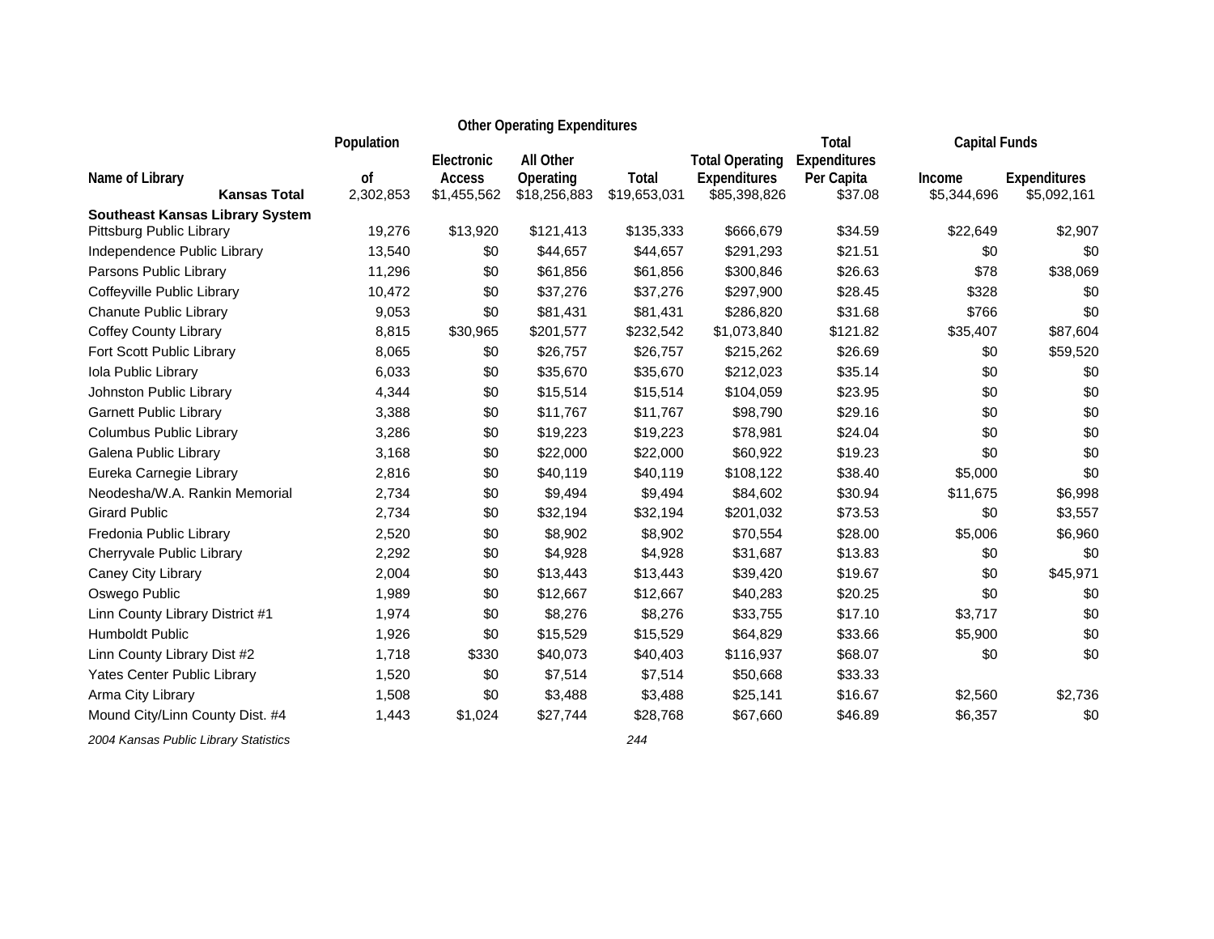| Name of Library | Population of | Other Operating Expenditures | | | Total Operating Expenditures | Total Expenditures Per Capita | Capital Funds | |
|---|---|---|---|---|---|---|---|---|
| | | Electronic Access | All Other Operating | Total | | | Income | Expenditures |
| **Kansas Total** | 2,302,853 | $1,455,562 | $18,256,883 | $19,653,031 | $85,398,826 | $37.08 | $5,344,696 | $5,092,161 |
| **Southeast Kansas Library System** | | | | | | | | |
| Pittsburg Public Library | 19,276 | $13,920 | $121,413 | $135,333 | $666,679 | $34.59 | $22,649 | $2,907 |
| Independence Public Library | 13,540 | $0 | $44,657 | $44,657 | $291,293 | $21.51 | $0 | $0 |
| Parsons Public Library | 11,296 | $0 | $61,856 | $61,856 | $300,846 | $26.63 | $78 | $38,069 |
| Coffeyville Public Library | 10,472 | $0 | $37,276 | $37,276 | $297,900 | $28.45 | $328 | $0 |
| Chanute Public Library | 9,053 | $0 | $81,431 | $81,431 | $286,820 | $31.68 | $766 | $0 |
| Coffey County Library | 8,815 | $30,965 | $201,577 | $232,542 | $1,073,840 | $121.82 | $35,407 | $87,604 |
| Fort Scott Public Library | 8,065 | $0 | $26,757 | $26,757 | $215,262 | $26.69 | $0 | $59,520 |
| Iola Public Library | 6,033 | $0 | $35,670 | $35,670 | $212,023 | $35.14 | $0 | $0 |
| Johnston Public Library | 4,344 | $0 | $15,514 | $15,514 | $104,059 | $23.95 | $0 | $0 |
| Garnett Public Library | 3,388 | $0 | $11,767 | $11,767 | $98,790 | $29.16 | $0 | $0 |
| Columbus Public Library | 3,286 | $0 | $19,223 | $19,223 | $78,981 | $24.04 | $0 | $0 |
| Galena Public Library | 3,168 | $0 | $22,000 | $22,000 | $60,922 | $19.23 | $0 | $0 |
| Eureka Carnegie Library | 2,816 | $0 | $40,119 | $40,119 | $108,122 | $38.40 | $5,000 | $0 |
| Neodesha/W.A. Rankin Memorial | 2,734 | $0 | $9,494 | $9,494 | $84,602 | $30.94 | $11,675 | $6,998 |
| Girard Public | 2,734 | $0 | $32,194 | $32,194 | $201,032 | $73.53 | $0 | $3,557 |
| Fredonia Public Library | 2,520 | $0 | $8,902 | $8,902 | $70,554 | $28.00 | $5,006 | $6,960 |
| Cherryvale Public Library | 2,292 | $0 | $4,928 | $4,928 | $31,687 | $13.83 | $0 | $0 |
| Caney City Library | 2,004 | $0 | $13,443 | $13,443 | $39,420 | $19.67 | $0 | $45,971 |
| Oswego Public | 1,989 | $0 | $12,667 | $12,667 | $40,283 | $20.25 | $0 | $0 |
| Linn County Library District #1 | 1,974 | $0 | $8,276 | $8,276 | $33,755 | $17.10 | $3,717 | $0 |
| Humboldt Public | 1,926 | $0 | $15,529 | $15,529 | $64,829 | $33.66 | $5,900 | $0 |
| Linn County Library Dist #2 | 1,718 | $330 | $40,073 | $40,403 | $116,937 | $68.07 | $0 | $0 |
| Yates Center Public Library | 1,520 | $0 | $7,514 | $7,514 | $50,668 | $33.33 | | |
| Arma City Library | 1,508 | $0 | $3,488 | $3,488 | $25,141 | $16.67 | $2,560 | $2,736 |
| Mound City/Linn County Dist. #4 | 1,443 | $1,024 | $27,744 | $28,768 | $67,660 | $46.89 | $6,357 | $0 |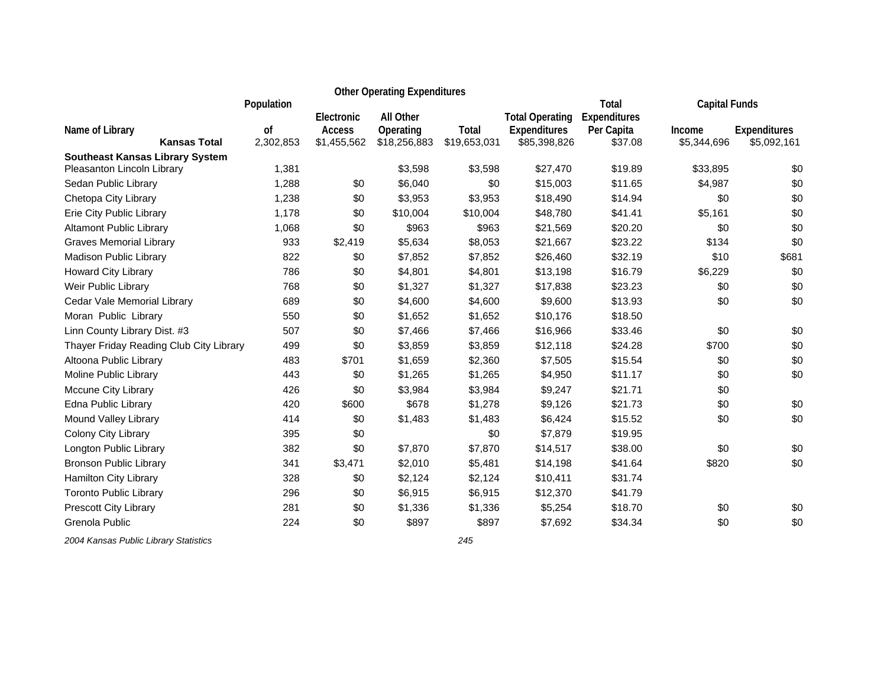| Name of Library | Population of | Other Operating Expenditures: Electronic Access | All Other Operating | Total | Total Operating Expenditures | Total Expenditures Per Capita | Capital Funds: Income | Expenditures |
|---|---|---|---|---|---|---|---|---|
| **Kansas Total** | 2,302,853 | $1,455,562 | $18,256,883 | $19,653,031 | $85,398,826 | $37.08 | $5,344,696 | $5,092,161 |
| **Southeast Kansas Library System** | | | | | | | | |
| Pleasanton Lincoln Library | 1,381 | | $3,598 | $3,598 | $27,470 | $19.89 | $33,895 | $0 |
| Sedan Public Library | 1,288 | $0 | $6,040 | $0 | $15,003 | $11.65 | $4,987 | $0 |
| Chetopa City Library | 1,238 | $0 | $3,953 | $3,953 | $18,490 | $14.94 | $0 | $0 |
| Erie City Public Library | 1,178 | $0 | $10,004 | $10,004 | $48,780 | $41.41 | $5,161 | $0 |
| Altamont Public Library | 1,068 | $0 | $963 | $963 | $21,569 | $20.20 | $0 | $0 |
| Graves Memorial Library | 933 | $2,419 | $5,634 | $8,053 | $21,667 | $23.22 | $134 | $0 |
| Madison Public Library | 822 | $0 | $7,852 | $7,852 | $26,460 | $32.19 | $10 | $681 |
| Howard City Library | 786 | $0 | $4,801 | $4,801 | $13,198 | $16.79 | $6,229 | $0 |
| Weir Public Library | 768 | $0 | $1,327 | $1,327 | $17,838 | $23.23 | $0 | $0 |
| Cedar Vale Memorial Library | 689 | $0 | $4,600 | $4,600 | $9,600 | $13.93 | $0 | $0 |
| Moran Public Library | 550 | $0 | $1,652 | $1,652 | $10,176 | $18.50 | | |
| Linn County Library Dist. #3 | 507 | $0 | $7,466 | $7,466 | $16,966 | $33.46 | $0 | $0 |
| Thayer Friday Reading Club City Library | 499 | $0 | $3,859 | $3,859 | $12,118 | $24.28 | $700 | $0 |
| Altoona Public Library | 483 | $701 | $1,659 | $2,360 | $7,505 | $15.54 | $0 | $0 |
| Moline Public Library | 443 | $0 | $1,265 | $1,265 | $4,950 | $11.17 | $0 | $0 |
| Mccune City Library | 426 | $0 | $3,984 | $3,984 | $9,247 | $21.71 | $0 | |
| Edna Public Library | 420 | $600 | $678 | $1,278 | $9,126 | $21.73 | $0 | $0 |
| Mound Valley Library | 414 | $0 | $1,483 | $1,483 | $6,424 | $15.52 | $0 | $0 |
| Colony City Library | 395 | $0 | | $0 | $7,879 | $19.95 | | |
| Longton Public Library | 382 | $0 | $7,870 | $7,870 | $14,517 | $38.00 | $0 | $0 |
| Bronson Public Library | 341 | $3,471 | $2,010 | $5,481 | $14,198 | $41.64 | $820 | $0 |
| Hamilton City Library | 328 | $0 | $2,124 | $2,124 | $10,411 | $31.74 | | |
| Toronto Public Library | 296 | $0 | $6,915 | $6,915 | $12,370 | $41.79 | | |
| Prescott City Library | 281 | $0 | $1,336 | $1,336 | $5,254 | $18.70 | $0 | $0 |
| Grenola Public | 224 | $0 | $897 | $897 | $7,692 | $34.34 | $0 | $0 |

*2004 Kansas Public Library Statistics*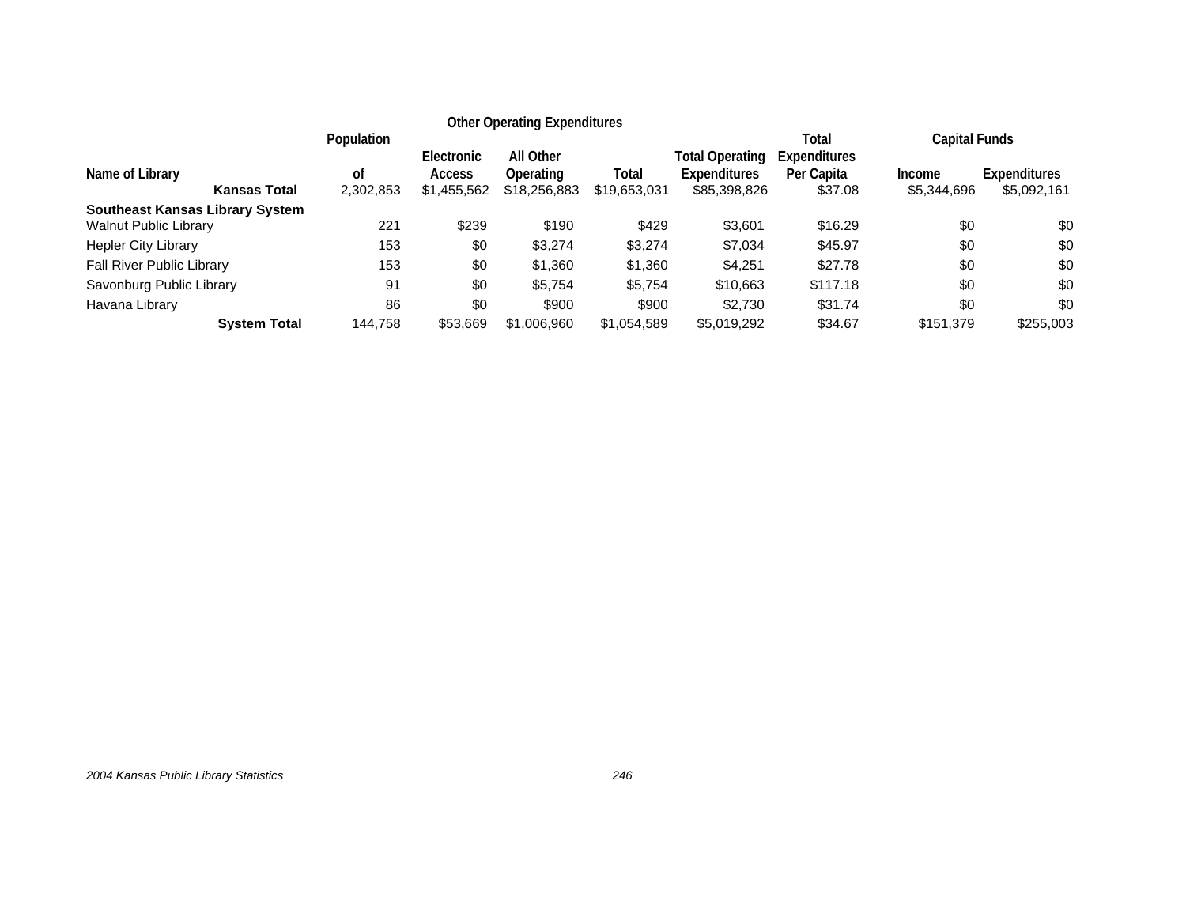| Name of Library | Population of | Other Operating Expenditures | | | Total Operating Expenditures | Total Expenditures Per Capita | Capital Funds | |
|---|---|---|---|---|---|---|---|---|
| | | Electronic Access | All Other Operating | Total | | | Income | Expenditures |
| **Kansas Total** | 2,302,853 | $1,455,562 | $18,256,883 | $19,653,031 | $85,398,826 | $37.08 | $5,344,696 | $5,092,161 |
| **Southeast Kansas Library System** | | | | | | | | |
| Walnut Public Library | 221 | $239 | $190 | $429 | $3,601 | $16.29 | $0 | $0 |
| Hepler City Library | 153 | $0 | $3,274 | $3,274 | $7,034 | $45.97 | $0 | $0 |
| Fall River Public Library | 153 | $0 | $1,360 | $1,360 | $4,251 | $27.78 | $0 | $0 |
| Savonburg Public Library | 91 | $0 | $5,754 | $5,754 | $10,663 | $117.18 | $0 | $0 |
| Havana Library | 86 | $0 | $900 | $900 | $2,730 | $31.74 | $0 | $0 |
| **System Total** | 144,758 | $53,669 | $1,006,960 | $1,054,589 | $5,019,292 | $34.67 | $151,379 | $255,003 |

*2004 Kansas Public Library Statistics*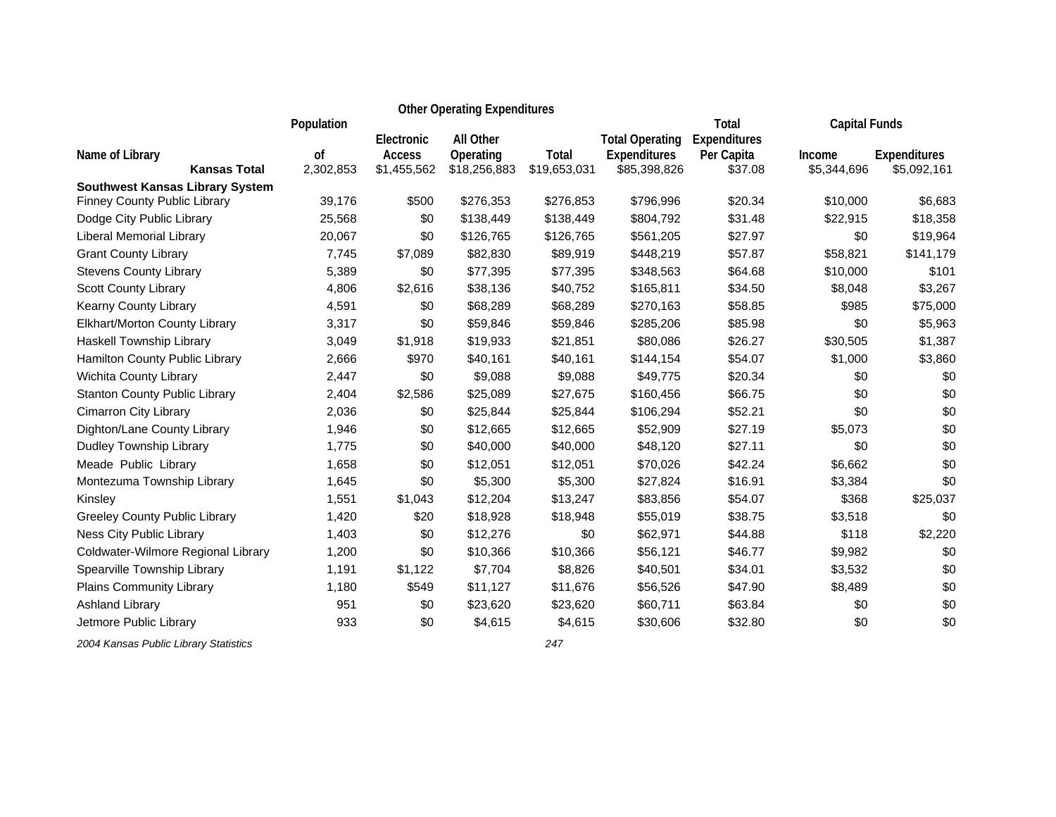| Name of Library | Population of | Other Operating Expenditures | | | Total Operating Expenditures | Total Expenditures Per Capita | Capital Funds | |
|---|---|---|---|---|---|---|---|---|
| | | Electronic Access | All Other Operating | Total | | | Income | Expenditures |
| **Kansas Total** | 2,302,853 | $1,455,562 | $18,256,883 | $19,653,031 | $85,398,826 | $37.08 | $5,344,696 | $5,092,161 |
| **Southwest Kansas Library System** | | | | | | | | |
| Finney County Public Library | 39,176 | $500 | $276,353 | $276,853 | $796,996 | $20.34 | $10,000 | $6,683 |
| Dodge City Public Library | 25,568 | $0 | $138,449 | $138,449 | $804,792 | $31.48 | $22,915 | $18,358 |
| Liberal Memorial Library | 20,067 | $0 | $126,765 | $126,765 | $561,205 | $27.97 | $0 | $19,964 |
| Grant County Library | 7,745 | $7,089 | $82,830 | $89,919 | $448,219 | $57.87 | $58,821 | $141,179 |
| Stevens County Library | 5,389 | $0 | $77,395 | $77,395 | $348,563 | $64.68 | $10,000 | $101 |
| Scott County Library | 4,806 | $2,616 | $38,136 | $40,752 | $165,811 | $34.50 | $8,048 | $3,267 |
| Kearny County Library | 4,591 | $0 | $68,289 | $68,289 | $270,163 | $58.85 | $985 | $75,000 |
| Elkhart/Morton County Library | 3,317 | $0 | $59,846 | $59,846 | $285,206 | $85.98 | $0 | $5,963 |
| Haskell Township Library | 3,049 | $1,918 | $19,933 | $21,851 | $80,086 | $26.27 | $30,505 | $1,387 |
| Hamilton County Public Library | 2,666 | $970 | $40,161 | $40,161 | $144,154 | $54.07 | $1,000 | $3,860 |
| Wichita County Library | 2,447 | $0 | $9,088 | $9,088 | $49,775 | $20.34 | $0 | $0 |
| Stanton County Public Library | 2,404 | $2,586 | $25,089 | $27,675 | $160,456 | $66.75 | $0 | $0 |
| Cimarron City Library | 2,036 | $0 | $25,844 | $25,844 | $106,294 | $52.21 | $0 | $0 |
| Dighton/Lane County Library | 1,946 | $0 | $12,665 | $12,665 | $52,909 | $27.19 | $5,073 | $0 |
| Dudley Township Library | 1,775 | $0 | $40,000 | $40,000 | $48,120 | $27.11 | $0 | $0 |
| Meade Public Library | 1,658 | $0 | $12,051 | $12,051 | $70,026 | $42.24 | $6,662 | $0 |
| Montezuma Township Library | 1,645 | $0 | $5,300 | $5,300 | $27,824 | $16.91 | $3,384 | $0 |
| Kinsley | 1,551 | $1,043 | $12,204 | $13,247 | $83,856 | $54.07 | $368 | $25,037 |
| Greeley County Public Library | 1,420 | $20 | $18,928 | $18,948 | $55,019 | $38.75 | $3,518 | $0 |
| Ness City Public Library | 1,403 | $0 | $12,276 | $0 | $62,971 | $44.88 | $118 | $2,220 |
| Coldwater-Wilmore Regional Library | 1,200 | $0 | $10,366 | $10,366 | $56,121 | $46.77 | $9,982 | $0 |
| Spearville Township Library | 1,191 | $1,122 | $7,704 | $8,826 | $40,501 | $34.01 | $3,532 | $0 |
| Plains Community Library | 1,180 | $549 | $11,127 | $11,676 | $56,526 | $47.90 | $8,489 | $0 |
| Ashland Library | 951 | $0 | $23,620 | $23,620 | $60,711 | $63.84 | $0 | $0 |
| Jetmore Public Library | 933 | $0 | $4,615 | $4,615 | $30,606 | $32.80 | $0 | $0 |

*2004 Kansas Public Library Statistics*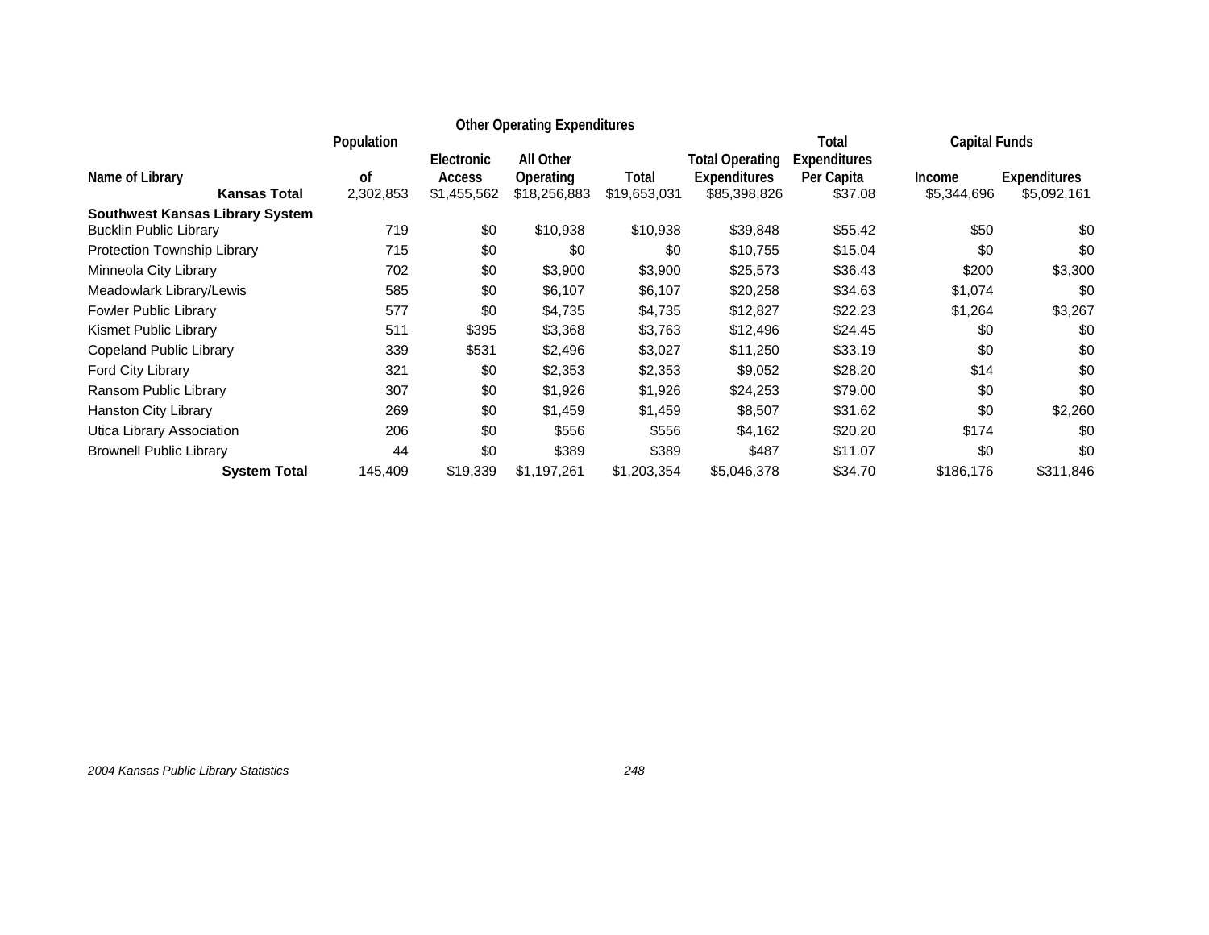| Name of Library | Population of | Other Operating Expenditures: Electronic Access | All Other Operating | Total | Total Operating Expenditures | Total Expenditures Per Capita | Capital Funds: Income | Expenditures |
|---|---|---|---|---|---|---|---|---|
| **Kansas Total** | 2,302,853 | $1,455,562 | $18,256,883 | $19,653,031 | $85,398,826 | $37.08 | $5,344,696 | $5,092,161 |
| **Southwest Kansas Library System** | | | | | | | | |
| Bucklin Public Library | 719 | $0 | $10,938 | $10,938 | $39,848 | $55.42 | $50 | $0 |
| Protection Township Library | 715 | $0 | $0 | $0 | $10,755 | $15.04 | $0 | $0 |
| Minneola City Library | 702 | $0 | $3,900 | $3,900 | $25,573 | $36.43 | $200 | $3,300 |
| Meadowlark Library/Lewis | 585 | $0 | $6,107 | $6,107 | $20,258 | $34.63 | $1,074 | $0 |
| Fowler Public Library | 577 | $0 | $4,735 | $4,735 | $12,827 | $22.23 | $1,264 | $3,267 |
| Kismet Public Library | 511 | $395 | $3,368 | $3,763 | $12,496 | $24.45 | $0 | $0 |
| Copeland Public Library | 339 | $531 | $2,496 | $3,027 | $11,250 | $33.19 | $0 | $0 |
| Ford City Library | 321 | $0 | $2,353 | $2,353 | $9,052 | $28.20 | $14 | $0 |
| Ransom Public Library | 307 | $0 | $1,926 | $1,926 | $24,253 | $79.00 | $0 | $0 |
| Hanston City Library | 269 | $0 | $1,459 | $1,459 | $8,507 | $31.62 | $0 | $2,260 |
| Utica Library Association | 206 | $0 | $556 | $556 | $4,162 | $20.20 | $174 | $0 |
| Brownell Public Library | 44 | $0 | $389 | $389 | $487 | $11.07 | $0 | $0 |
| **System Total** | 145,409 | $19,339 | $1,197,261 | $1,203,354 | $5,046,378 | $34.70 | $186,176 | $311,846 |